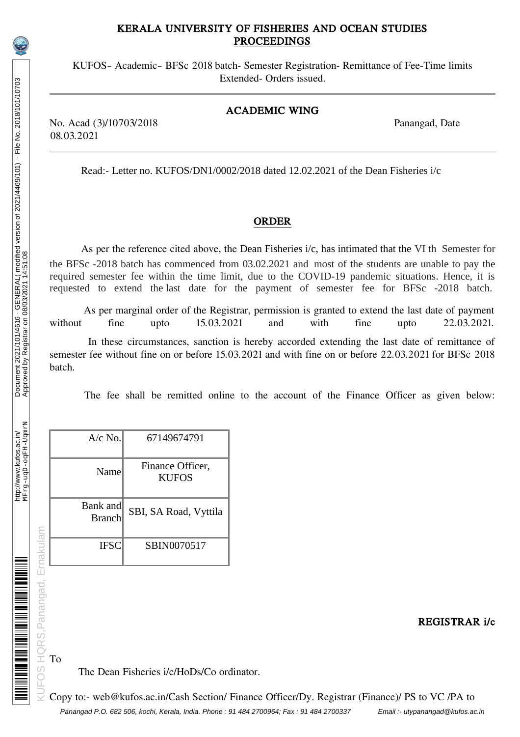# KERALA UNIVERSITY OF FISHERIES AND OCEAN STUDIES

## PROCEEDINGS

KUFOS- Academic- BFSc 2018 batch- Semester Registration- Remittance of Fee-Time limits Extended- Orders issued.

---

## ACADEMIC WING

No. Acad (3)/10703/2018 Panangad, Date 08.03.2021

---

Read:- Letter no. KUFOS/DN1/0002/2018 dated 12.02.2021 of the Dean Fisheries i/c

## ORDER

As per the reference cited above, the Dean Fisheries i/c, has intimated that the VI th Semester for the BFSc -2018 batch has commenced from 03.02.2021 and most of the students are unable to pay the required semester fee within the time limit, due to the COVID-19 pandemic situations. Hence, it is requested to extend the last date for the payment of semester fee for BFSc -2018 batch.

As per marginal order of the Registrar, permission is granted to extend the last date of payment without fine upto 15.03.2021 and with fine upto 22.03.2021.

In these circumstances, sanction is hereby accorded extending the last date of remittance of semester fee without fine on or before 15.03.2021 and with fine on or before 22.03.2021 for BFSc 2018 batch.

The fee shall be remitted online to the account of the Finance Officer as given below:

| | |
|---|---|
| A/c No. | 67149674791 |
| Name | Finance Officer, KUFOS |
| Bank and Branch | SBI, SA Road, Vyttila |
| IFSC | SBIN0070517 |

**REGISTRAR i/c**

To

The Dean Fisheries i/c/HoDs/Co ordinator.

Copy to:- web@kufos.ac.in/Cash Section/ Finance Officer/Dy. Registrar (Finance)/ PS to VC /PA to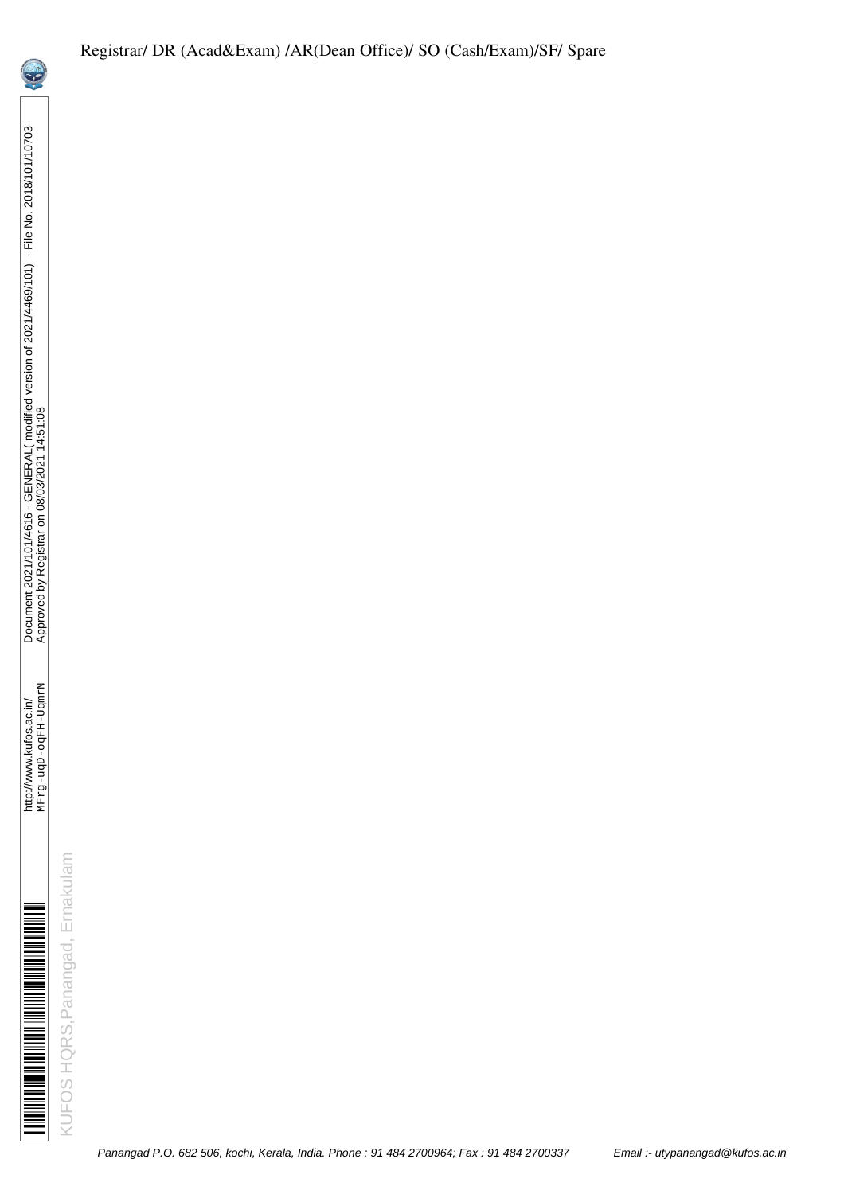Registrar/ DR (Acad&Exam) /AR(Dean Office)/ SO (Cash/Exam)/SF/ Spare